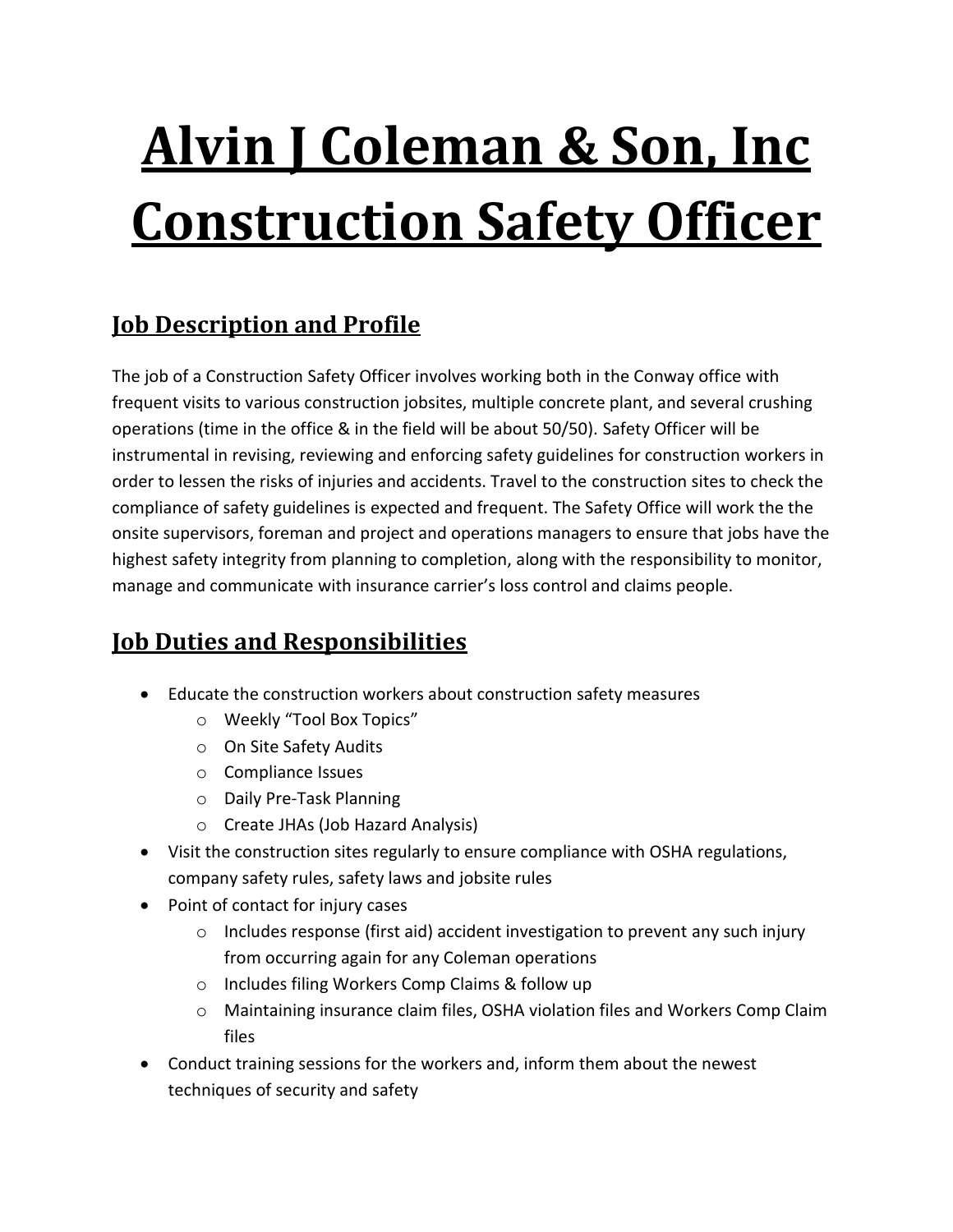# Alvin J Coleman & Son, Inc Construction Safety Officer

## Job Description and Profile

The job of a Construction Safety Officer involves working both in the Conway office with frequent visits to various construction jobsites, multiple concrete plant, and several crushing operations (time in the office & in the field will be about 50/50). Safety Officer will be instrumental in revising, reviewing and enforcing safety guidelines for construction workers in order to lessen the risks of injuries and accidents. Travel to the construction sites to check the compliance of safety guidelines is expected and frequent. The Safety Office will work the the onsite supervisors, foreman and project and operations managers to ensure that jobs have the highest safety integrity from planning to completion, along with the responsibility to monitor, manage and communicate with insurance carrier's loss control and claims people.

## Job Duties and Responsibilities

- Educate the construction workers about construction safety measures
  - Weekly "Tool Box Topics"
  - On Site Safety Audits
  - Compliance Issues
  - Daily Pre-Task Planning
  - Create JHAs (Job Hazard Analysis)
- Visit the construction sites regularly to ensure compliance with OSHA regulations, company safety rules, safety laws and jobsite rules
- Point of contact for injury cases
  - Includes response (first aid) accident investigation to prevent any such injury from occurring again for any Coleman operations
  - Includes filing Workers Comp Claims & follow up
  - Maintaining insurance claim files, OSHA violation files and Workers Comp Claim files
- Conduct training sessions for the workers and, inform them about the newest techniques of security and safety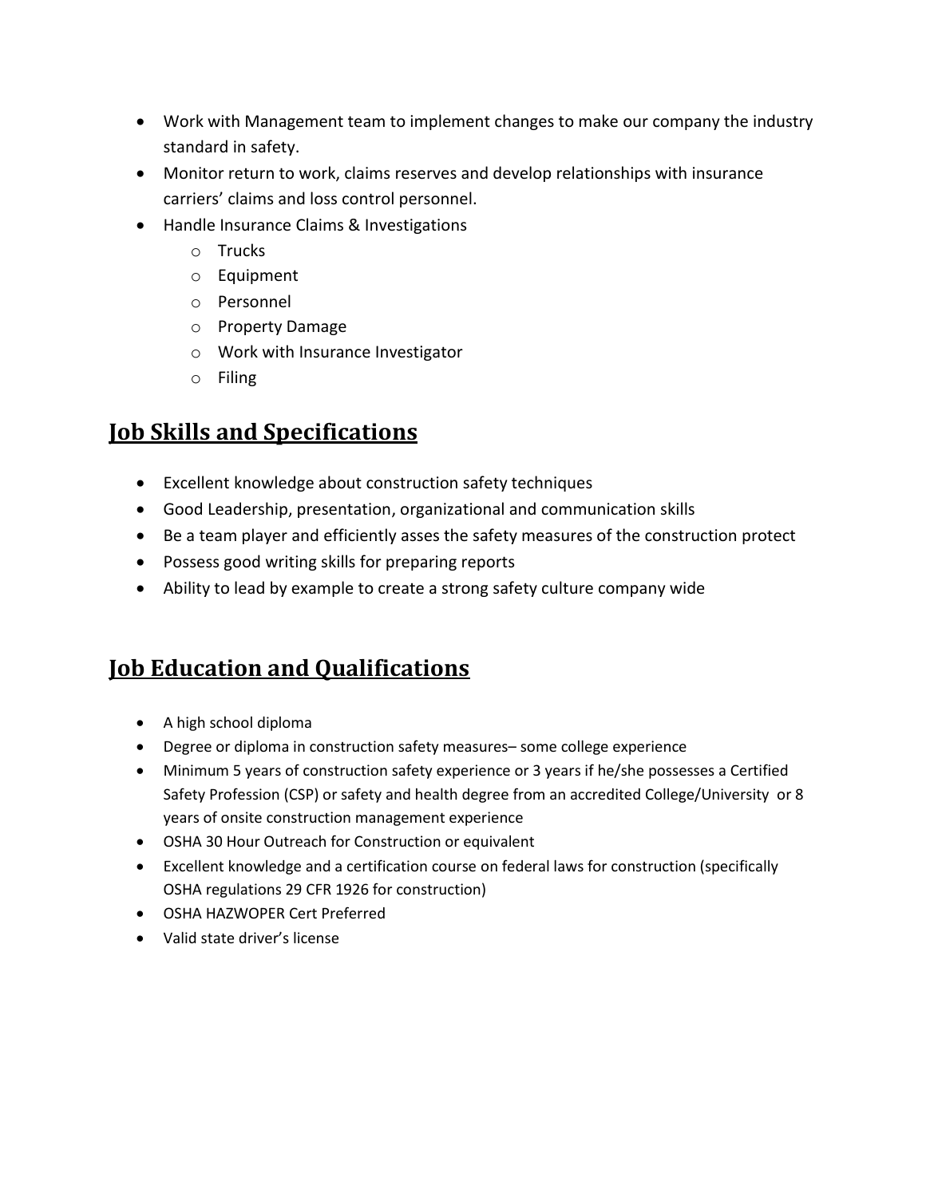- Work with Management team to implement changes to make our company the industry standard in safety.
- Monitor return to work, claims reserves and develop relationships with insurance carriers' claims and loss control personnel.
- Handle Insurance Claims & Investigations
    - Trucks
    - Equipment
    - Personnel
    - Property Damage
    - Work with Insurance Investigator
    - Filing

## Job Skills and Specifications

- Excellent knowledge about construction safety techniques
- Good Leadership, presentation, organizational and communication skills
- Be a team player and efficiently asses the safety measures of the construction protect
- Possess good writing skills for preparing reports
- Ability to lead by example to create a strong safety culture company wide

## Job Education and Qualifications

- A high school diploma
- Degree or diploma in construction safety measures– some college experience
- Minimum 5 years of construction safety experience or 3 years if he/she possesses a Certified Safety Profession (CSP) or safety and health degree from an accredited College/University or 8 years of onsite construction management experience
- OSHA 30 Hour Outreach for Construction or equivalent
- Excellent knowledge and a certification course on federal laws for construction (specifically OSHA regulations 29 CFR 1926 for construction)
- OSHA HAZWOPER Cert Preferred
- Valid state driver's license